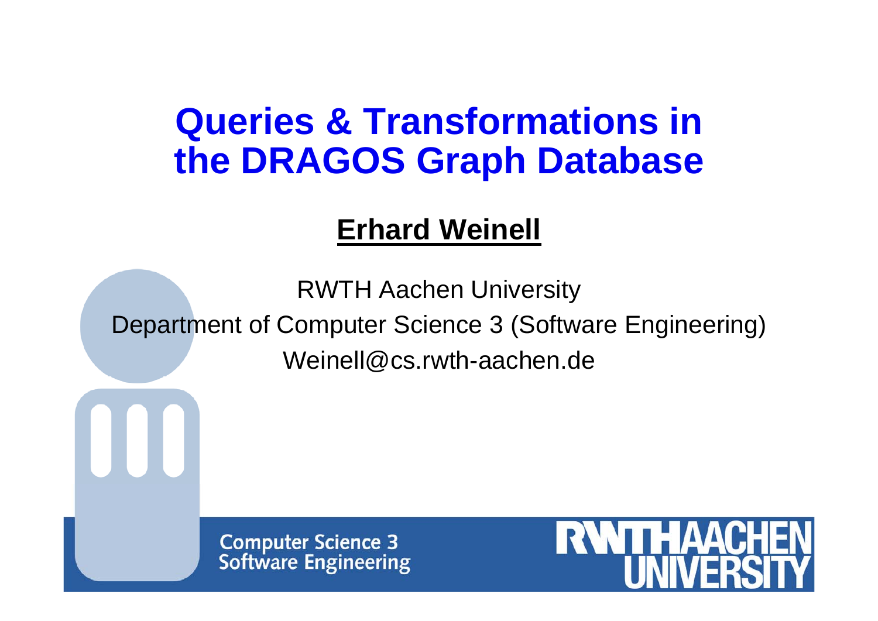# Queries & Transformations in the DRAGOS Graph Database

**Erhard Weinell**

RWTH Aachen University

Department of Computer Science 3 (Software Engineering)

Weinell@cs.rwth-aachen.de

Computer Science 3
Software Engineering

RWTH AACHEN UNIVERSITY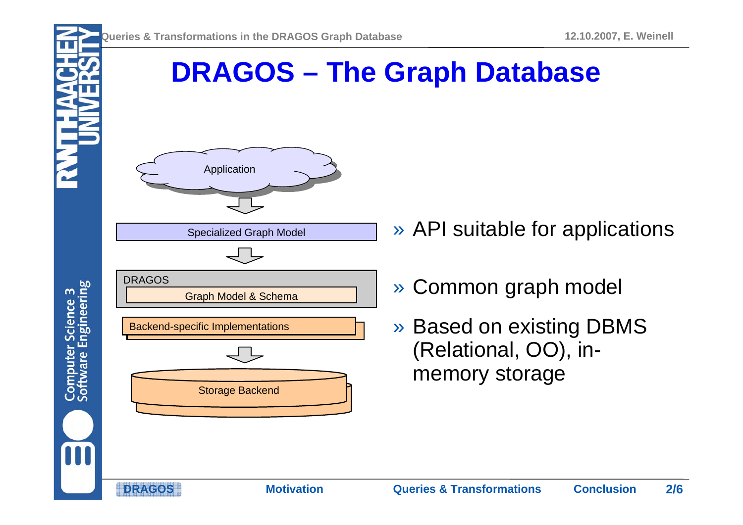# DRAGOS – The Graph Database

Application

Specialized Graph Model

DRAGOS

Graph Model & Schema

Backend-specific Implementations

Storage Backend

- API suitable for applications
- Common graph model
- Based on existing DBMS (Relational, OO), in-memory storage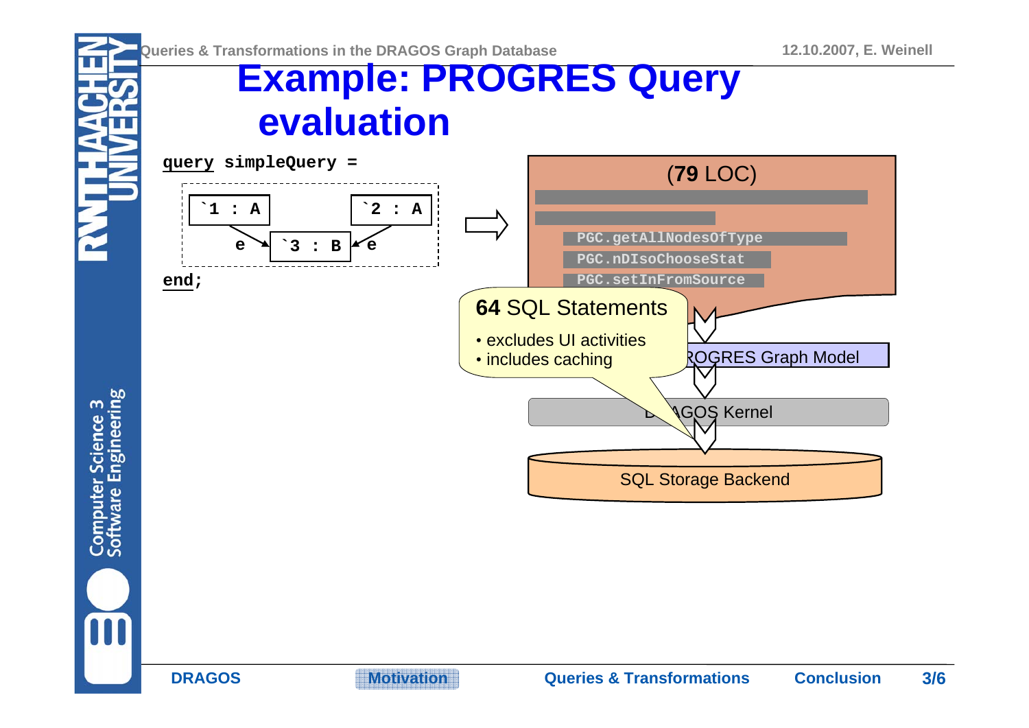# Example: PROGRES Query evaluation

```
query simpleQuery =
  `1 : A        `2 : A
     e ↘  `3 : B  ↙ e
end;
```

(**79** LOC)

```
PGC.getAllNodesOfType
PGC.nDIsoChooseStat
PGC.setInFromSource
```

**64** SQL Statements

- excludes UI activities
- includes caching

PROGRES Graph Model

DRAGOS Kernel

SQL Storage Backend

DRAGOS | Motivation | Queries & Transformations | Conclusion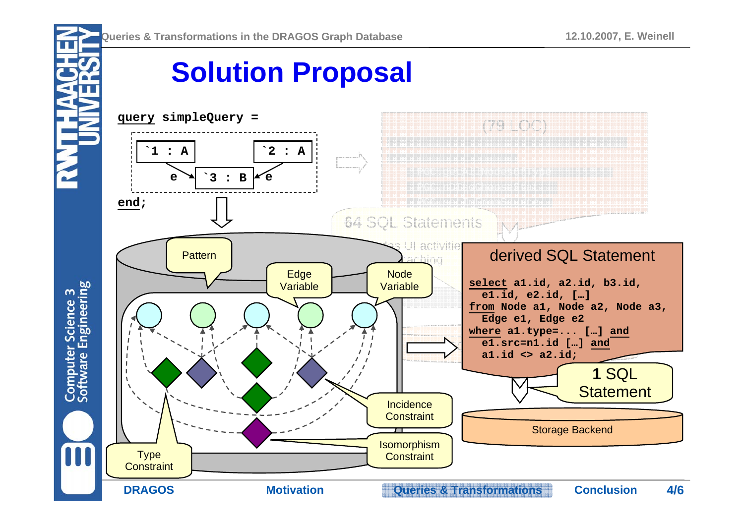# Solution Proposal

```
query simpleQuery =
  `1 : A        `2 : A
       e      e
        `3 : B
end;
```

Pattern

Edge Variable

Node Variable

Incidence Constraint

Isomorphism Constraint

Type Constraint

(79 LOC)

64 SQL Statements

## derived SQL Statement

```
select a1.id, a2.id, b3.id,
  e1.id, e2.id, […]
from Node a1, Node a2, Node a3,
  Edge e1, Edge e2
where a1.type=... […] and
  e1.src=n1.id […] and
  a1.id <> a2.id;
```

**1** SQL Statement

Storage Backend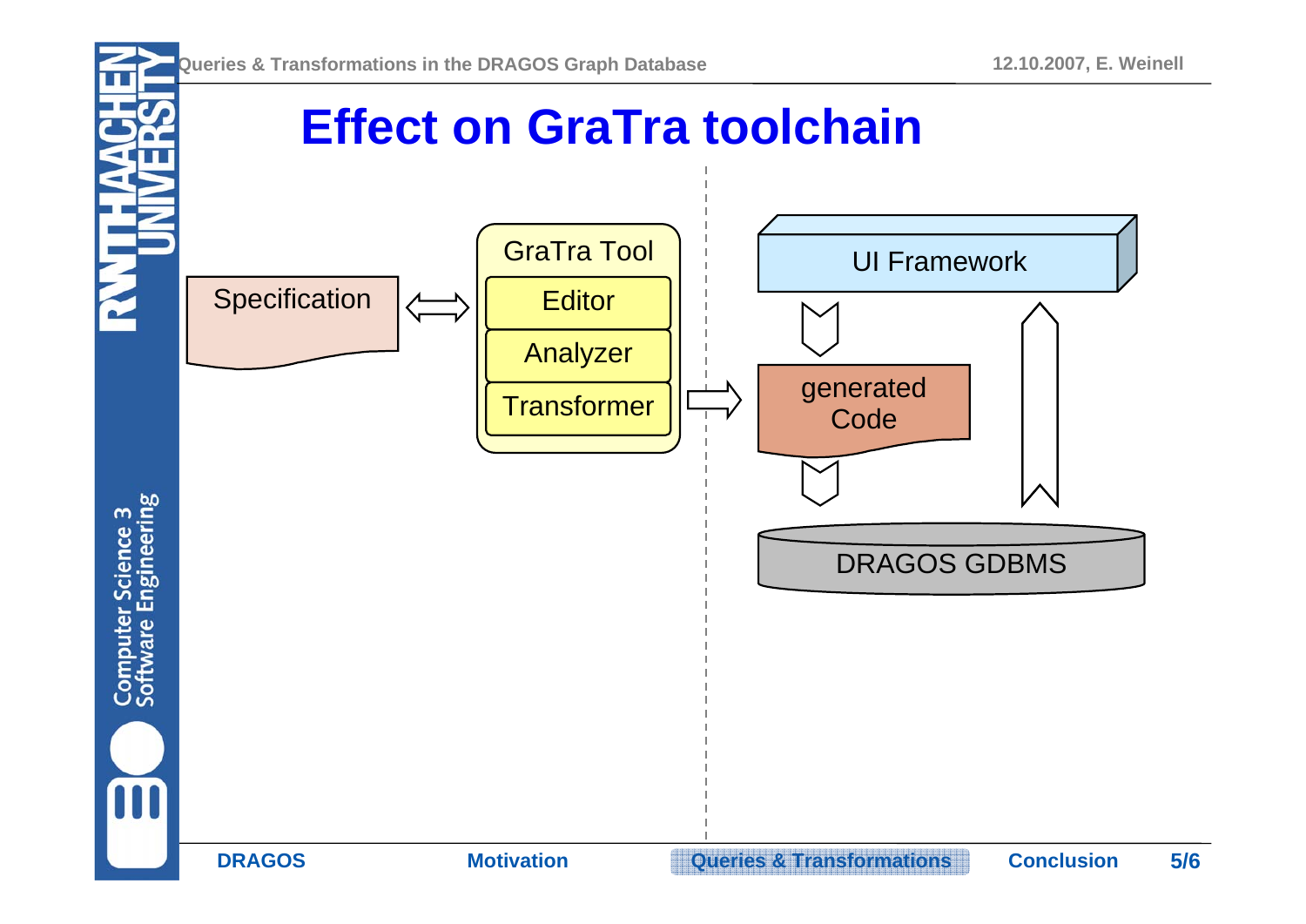# Effect on GraTra toolchain

Specification

GraTra Tool

Editor

Analyzer

Transformer

UI Framework

generated Code

DRAGOS GDBMS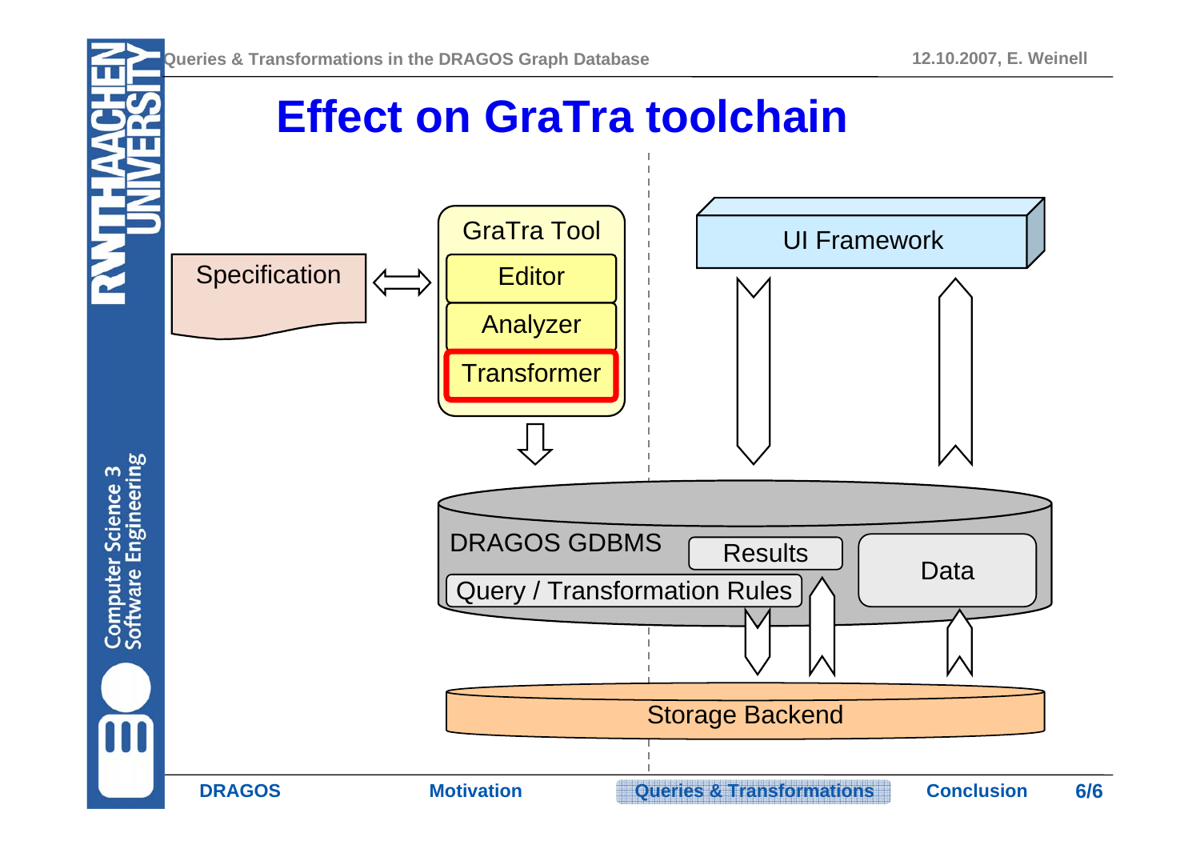# Effect on GraTra toolchain

Specification

GraTra Tool

Editor

Analyzer

Transformer

UI Framework

DRAGOS GDBMS

Results

Data

Query / Transformation Rules

Storage Backend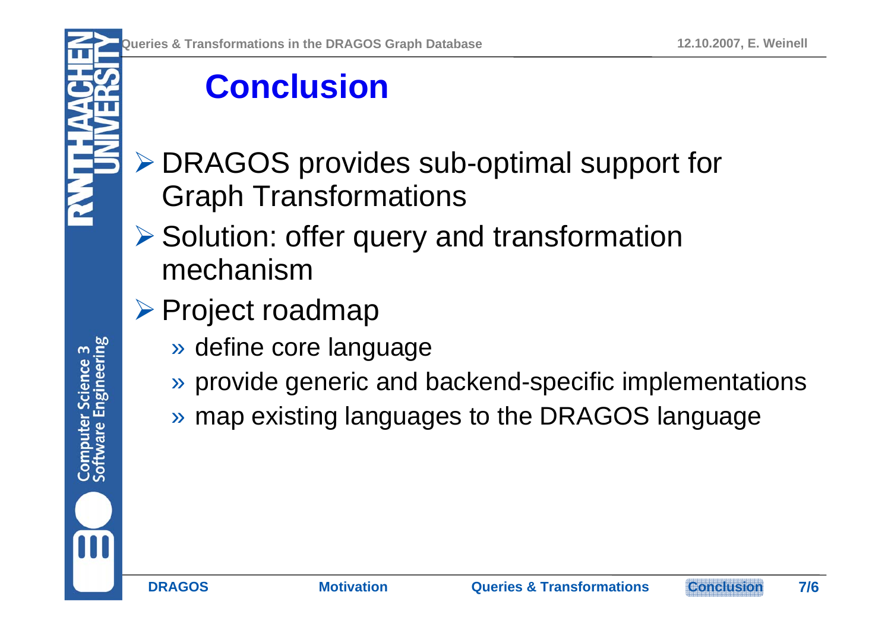# Conclusion

- DRAGOS provides sub-optimal support for Graph Transformations
- Solution: offer query and transformation mechanism
- Project roadmap
  - » define core language
  - » provide generic and backend-specific implementations
  - » map existing languages to the DRAGOS language